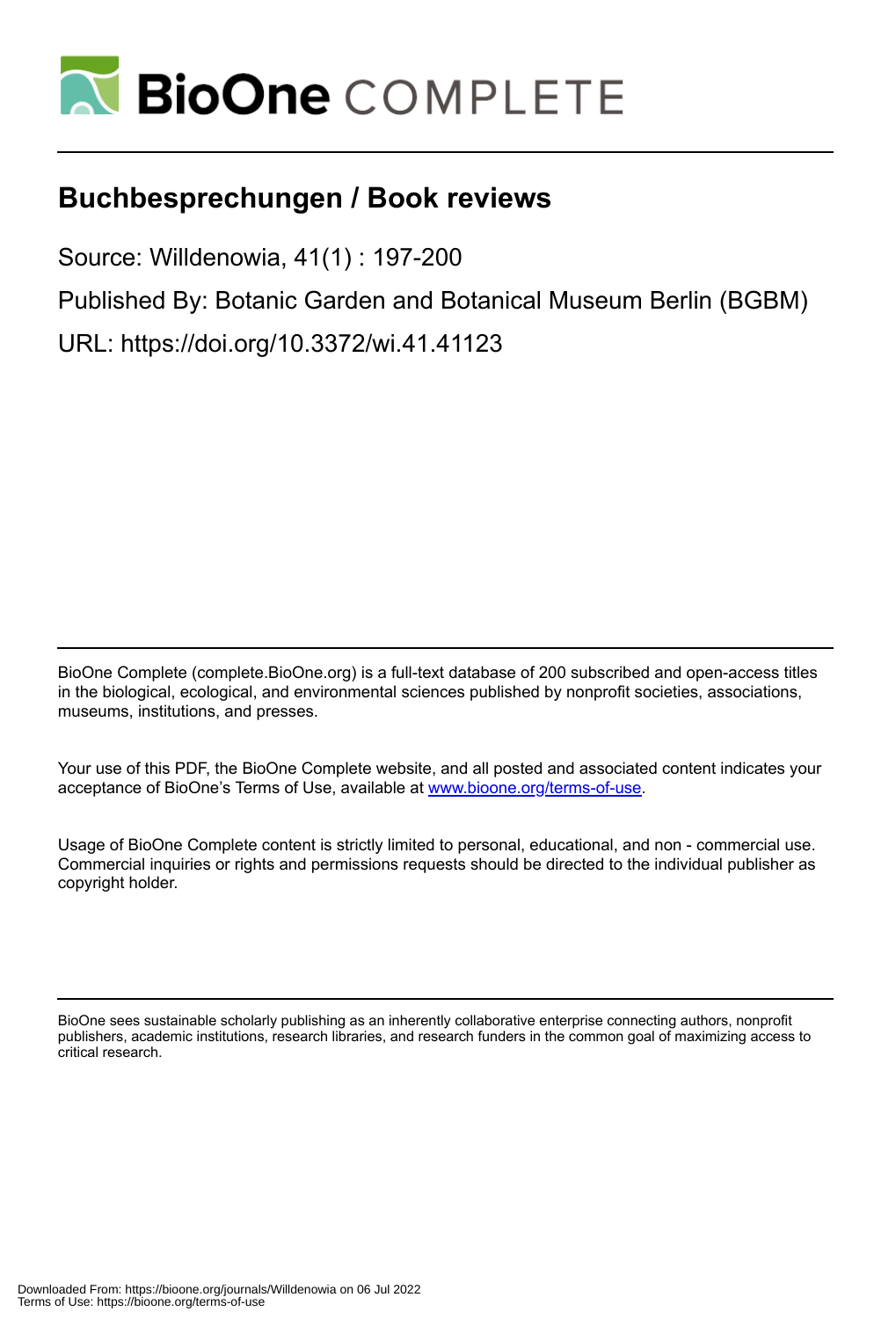# Buchbesprechungen / Book reviews

Source: Willdenowia, 41(1) : 197-200

Published By: Botanic Garden and Botanical Museum Berlin (BGBM)

URL: https://doi.org/10.3372/wi.41.41123

BioOne Complete (complete.BioOne.org) is a full-text database of 200 subscribed and open-access titles in the biological, ecological, and environmental sciences published by nonprofit societies, associations, museums, institutions, and presses.

Your use of this PDF, the BioOne Complete website, and all posted and associated content indicates your acceptance of BioOne's Terms of Use, available at www.bioone.org/terms-of-use.

Usage of BioOne Complete content is strictly limited to personal, educational, and non - commercial use. Commercial inquiries or rights and permissions requests should be directed to the individual publisher as copyright holder.

BioOne sees sustainable scholarly publishing as an inherently collaborative enterprise connecting authors, nonprofit publishers, academic institutions, research libraries, and research funders in the common goal of maximizing access to critical research.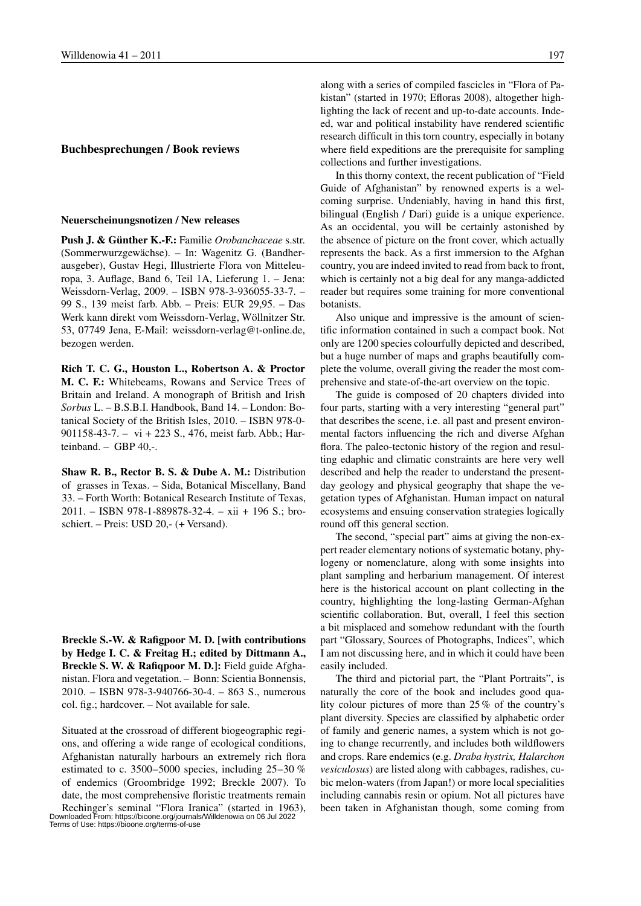## Buchbesprechungen / Book reviews

### Neuerscheinungsnotizen / New releases

**Push J. & Günther K.-F.:** Familie *Orobanchaceae* s.str. (Sommerwurzgewächse). – In: Wagenitz G. (Bandherausgeber), Gustav Hegi, Illustrierte Flora von Mitteleuropa, 3. Auflage, Band 6, Teil 1A, Lieferung 1. – Jena: Weissdorn-Verlag, 2009. – ISBN 978-3-936055-33-7. – 99 S., 139 meist farb. Abb. – Preis: EUR 29,95. – Das Werk kann direkt vom Weissdorn-Verlag, Wöllnitzer Str. 53, 07749 Jena, E-Mail: weissdorn-verlag@t-online.de, bezogen werden.

**Rich T. C. G., Houston L., Robertson A. & Proctor M. C. F.:** Whitebeams, Rowans and Service Trees of Britain and Ireland. A monograph of British and Irish *Sorbus* L. – B.S.B.I. Handbook, Band 14. – London: Botanical Society of the British Isles, 2010. – ISBN 978-0-901158-43-7. – vi + 223 S., 476, meist farb. Abb.; Harteinband. – GBP 40,-.

**Shaw R. B., Rector B. S. & Dube A. M.:** Distribution of grasses in Texas. – Sida, Botanical Miscellany, Band 33. – Forth Worth: Botanical Research Institute of Texas, 2011. – ISBN 978-1-889878-32-4. – xii + 196 S.; broschiert. – Preis: USD 20,- (+ Versand).

**Breckle S.-W. & Rafigpoor M. D. [with contributions by Hedge I. C. & Freitag H.; edited by Dittmann A., Breckle S. W. & Rafiqpoor M. D.]:** Field guide Afghanistan. Flora and vegetation. – Bonn: Scientia Bonnensis, 2010. – ISBN 978-3-940766-30-4. – 863 S., numerous col. fig.; hardcover. – Not available for sale.

Situated at the crossroad of different biogeographic regions, and offering a wide range of ecological conditions, Afghanistan naturally harbours an extremely rich flora estimated to c. 3500–5000 species, including 25–30 % of endemics (Groombridge 1992; Breckle 2007). To date, the most comprehensive floristic treatments remain Rechinger's seminal "Flora Iranica" (started in 1963), along with a series of compiled fascicles in "Flora of Pakistan" (started in 1970; Efloras 2008), altogether highlighting the lack of recent and up-to-date accounts. Indeed, war and political instability have rendered scientific research difficult in this torn country, especially in botany where field expeditions are the prerequisite for sampling collections and further investigations.

In this thorny context, the recent publication of "Field Guide of Afghanistan" by renowned experts is a welcoming surprise. Undeniably, having in hand this first, bilingual (English / Dari) guide is a unique experience. As an occidental, you will be certainly astonished by the absence of picture on the front cover, which actually represents the back. As a first immersion to the Afghan country, you are indeed invited to read from back to front, which is certainly not a big deal for any manga-addicted reader but requires some training for more conventional botanists.

Also unique and impressive is the amount of scientific information contained in such a compact book. Not only are 1200 species colourfully depicted and described, but a huge number of maps and graphs beautifully complete the volume, overall giving the reader the most comprehensive and state-of-the-art overview on the topic.

The guide is composed of 20 chapters divided into four parts, starting with a very interesting "general part" that describes the scene, i.e. all past and present environmental factors influencing the rich and diverse Afghan flora. The paleo-tectonic history of the region and resulting edaphic and climatic constraints are here very well described and help the reader to understand the present-day geology and physical geography that shape the vegetation types of Afghanistan. Human impact on natural ecosystems and ensuing conservation strategies logically round off this general section.

The second, "special part" aims at giving the non-expert reader elementary notions of systematic botany, phylogeny or nomenclature, along with some insights into plant sampling and herbarium management. Of interest here is the historical account on plant collecting in the country, highlighting the long-lasting German-Afghan scientific collaboration. But, overall, I feel this section a bit misplaced and somehow redundant with the fourth part "Glossary, Sources of Photographs, Indices", which I am not discussing here, and in which it could have been easily included.

The third and pictorial part, the "Plant Portraits", is naturally the core of the book and includes good quality colour pictures of more than 25 % of the country's plant diversity. Species are classified by alphabetic order of family and generic names, a system which is not going to change recurrently, and includes both wildflowers and crops. Rare endemics (e.g. *Draba hystrix, Halarchon vesiculosus*) are listed along with cabbages, radishes, cubic melon-waters (from Japan!) or more local specialities including cannabis resin or opium. Not all pictures have been taken in Afghanistan though, some coming from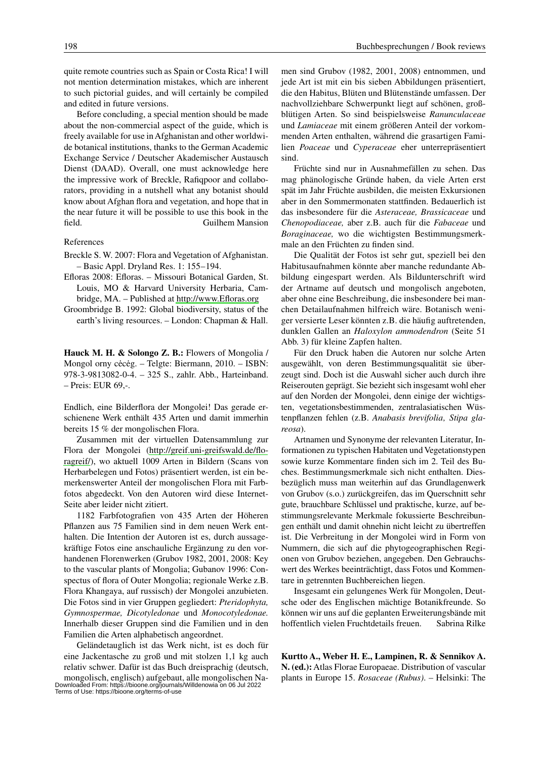quite remote countries such as Spain or Costa Rica! I will not mention determination mistakes, which are inherent to such pictorial guides, and will certainly be compiled and edited in future versions.

Before concluding, a special mention should be made about the non-commercial aspect of the guide, which is freely available for use in Afghanistan and other worldwide botanical institutions, thanks to the German Academic Exchange Service / Deutscher Akademischer Austausch Dienst (DAAD). Overall, one must acknowledge here the impressive work of Breckle, Rafiqpoor and collaborators, providing in a nutshell what any botanist should know about Afghan flora and vegetation, and hope that in the near future it will be possible to use this book in the field. Guilhem Mansion

References

Breckle S. W. 2007: Flora and Vegetation of Afghanistan. – Basic Appl. Dryland Res. 1: 155–194.

Efloras 2008: Efloras. – Missouri Botanical Garden, St. Louis, MO & Harvard University Herbaria, Cambridge, MA. – Published at http://www.Efloras.org

Groombridge B. 1992: Global biodiversity, status of the earth's living resources. – London: Chapman & Hall.

**Hauck M. H. & Solongo Z. B.:** Flowers of Mongolia / Mongol orny cècèg. – Telgte: Biermann, 2010. – ISBN: 978-3-9813082-0-4. – 325 S., zahlr. Abb., Harteinband. – Preis: EUR 69,-.

Endlich, eine Bilderflora der Mongolei! Das gerade erschienene Werk enthält 435 Arten und damit immerhin bereits 15 % der mongolischen Flora.

Zusammen mit der virtuellen Datensammlung zur Flora der Mongolei (http://greif.uni-greifswald.de/floragreif/), wo aktuell 1009 Arten in Bildern (Scans von Herbarbelegen und Fotos) präsentiert werden, ist ein bemerkenswerter Anteil der mongolischen Flora mit Farbfotos abgedeckt. Von den Autoren wird diese Internet-Seite aber leider nicht zitiert.

1182 Farbfotografien von 435 Arten der Höheren Pflanzen aus 75 Familien sind in dem neuen Werk enthalten. Die Intention der Autoren ist es, durch aussagekräftige Fotos eine anschauliche Ergänzung zu den vorhandenen Florenwerken (Grubov 1982, 2001, 2008: Key to the vascular plants of Mongolia; Gubanov 1996: Conspectus of flora of Outer Mongolia; regionale Werke z.B. Flora Khangaya, auf russisch) der Mongolei anzubieten. Die Fotos sind in vier Gruppen gegliedert: *Pteridophyta, Gymnospermae, Dicotyledonae* und *Monocotyledonae.* Innerhalb dieser Gruppen sind die Familien und in den Familien die Arten alphabetisch angeordnet.

Geländetauglich ist das Werk nicht, ist es doch für eine Jackentasche zu groß und mit stolzen 1,1 kg auch relativ schwer. Dafür ist das Buch dreisprachig (deutsch, mongolisch, englisch) aufgebaut, alle mongolischen Namen sind Grubov (1982, 2001, 2008) entnommen, und jede Art ist mit ein bis sieben Abbildungen präsentiert, die den Habitus, Blüten und Blütenstände umfassen. Der nachvollziehbare Schwerpunkt liegt auf schönen, großblütigen Arten. So sind beispielsweise *Ranunculaceae* und *Lamiaceae* mit einem größeren Anteil der vorkommenden Arten enthalten, während die grasartigen Familien *Poaceae* und *Cyperaceae* eher unterrepräsentiert sind.

Früchte sind nur in Ausnahmefällen zu sehen. Das mag phänologische Gründe haben, da viele Arten erst spät im Jahr Früchte ausbilden, die meisten Exkursionen aber in den Sommermonaten stattfinden. Bedauerlich ist das insbesondere für die *Asteraceae, Brassicaceae* und *Chenopodiaceae,* aber z.B. auch für die *Fabaceae* und *Boraginaceae,* wo die wichtigsten Bestimmungsmerkmale an den Früchten zu finden sind.

Die Qualität der Fotos ist sehr gut, speziell bei den Habitusaufnahmen könnte aber manche redundante Abbildung eingespart werden. Als Bildunterschrift wird der Artname auf deutsch und mongolisch angeboten, aber ohne eine Beschreibung, die insbesondere bei manchen Detailaufnahmen hilfreich wäre. Botanisch weniger versierte Leser könnten z.B. die häufig auftretenden, dunklen Gallen an *Haloxylon ammodendron* (Seite 51 Abb. 3) für kleine Zapfen halten.

Für den Druck haben die Autoren nur solche Arten ausgewählt, von deren Bestimmungsqualität sie überzeugt sind. Doch ist die Auswahl sicher auch durch ihre Reiserouten geprägt. Sie bezieht sich insgesamt wohl eher auf den Norden der Mongolei, denn einige der wichtigsten, vegetationsbestimmenden, zentralasiatischen Wüstenpflanzen fehlen (z.B. *Anabasis brevifolia, Stipa glareosa*).

Artnamen und Synonyme der relevanten Literatur, Informationen zu typischen Habitaten und Vegetationstypen sowie kurze Kommentare finden sich im 2. Teil des Buches. Bestimmungsmerkmale sich nicht enthalten. Diesbezüglich muss man weiterhin auf das Grundlagenwerk von Grubov (s.o.) zurückgreifen, das im Querschnitt sehr gute, brauchbare Schlüssel und praktische, kurze, auf bestimmungsrelevante Merkmale fokussierte Beschreibungen enthält und damit ohnehin nicht leicht zu übertreffen ist. Die Verbreitung in der Mongolei wird in Form von Nummern, die sich auf die phytogeographischen Regionen von Grubov beziehen, angegeben. Den Gebrauchswert des Werkes beeinträchtigt, dass Fotos und Kommentare in getrennten Buchbereichen liegen.

Insgesamt ein gelungenes Werk für Mongolen, Deutsche oder des Englischen mächtige Botanikfreunde. So können wir uns auf die geplanten Erweiterungsbände mit hoffentlich vielen Fruchtdetails freuen. Sabrina Rilke

**Kurtto A., Weber H. E., Lampinen, R. & Sennikov A. N. (ed.):** Atlas Florae Europaeae. Distribution of vascular plants in Europe 15. *Rosaceae (Rubus)*. – Helsinki: The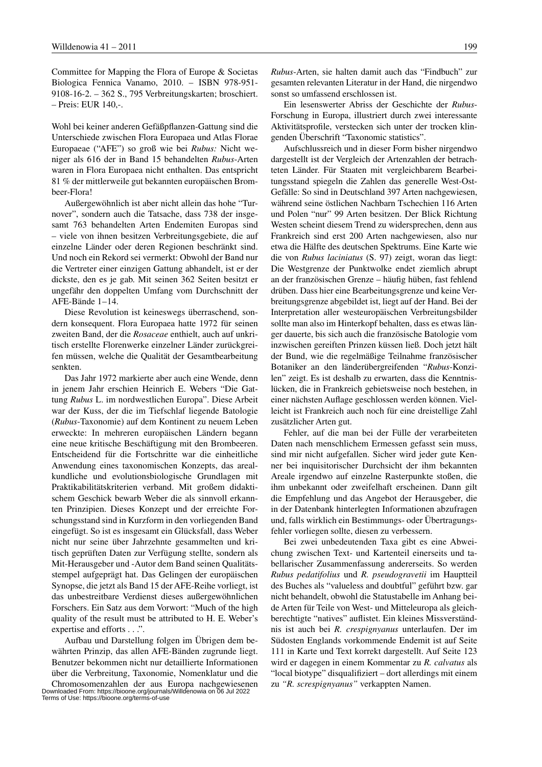Committee for Mapping the Flora of Europe & Societas Biologica Fennica Vanamo, 2010. – ISBN 978-951-9108-16-2. – 362 S., 795 Verbreitungskarten; broschiert. – Preis: EUR 140,-.

Wohl bei keiner anderen Gefäßpflanzen-Gattung sind die Unterschiede zwischen Flora Europaea und Atlas Florae Europaeae ("AFE") so groß wie bei *Rubus:* Nicht weniger als 616 der in Band 15 behandelten *Rubus*-Arten waren in Flora Europaea nicht enthalten. Das entspricht 81 % der mittlerweile gut bekannten europäischen Brombeer-Flora!

Außergewöhnlich ist aber nicht allein das hohe "Turnover", sondern auch die Tatsache, dass 738 der insgesamt 763 behandelten Arten Endemiten Europas sind – viele von ihnen besitzen Verbreitungsgebiete, die auf einzelne Länder oder deren Regionen beschränkt sind. Und noch ein Rekord sei vermerkt: Obwohl der Band nur die Vertreter einer einzigen Gattung abhandelt, ist er der dickste, den es je gab. Mit seinen 362 Seiten besitzt er ungefähr den doppelten Umfang vom Durchschnitt der AFE-Bände 1–14.

Diese Revolution ist keineswegs überraschend, sondern konsequent. Flora Europaea hatte 1972 für seinen zweiten Band, der die *Rosaceae* enthielt, auch auf unkritisch erstellte Florenwerke einzelner Länder zurückgreifen müssen, welche die Qualität der Gesamtbearbeitung senkten.

Das Jahr 1972 markierte aber auch eine Wende, denn in jenem Jahr erschien Heinrich E. Webers "Die Gattung *Rubus* L. im nordwestlichen Europa". Diese Arbeit war der Kuss, der die im Tiefschlaf liegende Batologie (*Rubus*-Taxonomie) auf dem Kontinent zu neuem Leben erweckte: In mehreren europäischen Ländern begann eine neue kritische Beschäftigung mit den Brombeeren. Entscheidend für die Fortschritte war die einheitliche Anwendung eines taxonomischen Konzepts, das arealkundliche und evolutionsbiologische Grundlagen mit Praktikabilitätskriterien verband. Mit großem didaktischem Geschick bewarb Weber die als sinnvoll erkannten Prinzipien. Dieses Konzept und der erreichte Forschungsstand sind in Kurzform in den vorliegenden Band eingefügt. So ist es insgesamt ein Glücksfall, dass Weber nicht nur seine über Jahrzehnte gesammelten und kritisch geprüften Daten zur Verfügung stellte, sondern als Mit-Herausgeber und -Autor dem Band seinen Qualitätsstempel aufgeprägt hat. Das Gelingen der europäischen Synopse, die jetzt als Band 15 der AFE-Reihe vorliegt, ist das unbestreitbare Verdienst dieses außergewöhnlichen Forschers. Ein Satz aus dem Vorwort: "Much of the high quality of the result must be attributed to H. E. Weber's expertise and efforts . . .".

Aufbau und Darstellung folgen im Übrigen dem bewährten Prinzip, das allen AFE-Bänden zugrunde liegt. Benutzer bekommen nicht nur detaillierte Informationen über die Verbreitung, Taxonomie, Nomenklatur und die Chromosomenzahlen der aus Europa nachgewiesenen *Rubus*-Arten, sie halten damit auch das "Findbuch" zur gesamten relevanten Literatur in der Hand, die nirgendwo sonst so umfassend erschlossen ist.

Ein lesenswerter Abriss der Geschichte der *Rubus*-Forschung in Europa, illustriert durch zwei interessante Aktivitätsprofile, verstecken sich unter der trocken klingenden Überschrift "Taxonomic statistics".

Aufschlussreich und in dieser Form bisher nirgendwo dargestellt ist der Vergleich der Artenzahlen der betrachteten Länder. Für Staaten mit vergleichbarem Bearbeitungsstand spiegeln die Zahlen das generelle West-Ost-Gefälle: So sind in Deutschland 397 Arten nachgewiesen, während seine östlichen Nachbarn Tschechien 116 Arten und Polen "nur" 99 Arten besitzen. Der Blick Richtung Westen scheint diesem Trend zu widersprechen, denn aus Frankreich sind erst 200 Arten nachgewiesen, also nur etwa die Hälfte des deutschen Spektrums. Eine Karte wie die von *Rubus laciniatus* (S. 97) zeigt, woran das liegt: Die Westgrenze der Punktwolke endet ziemlich abrupt an der französischen Grenze – häufig hüben, fast fehlend drüben. Dass hier eine Bearbeitungsgrenze und keine Verbreitungsgrenze abgebildet ist, liegt auf der Hand. Bei der Interpretation aller westeuropäischen Verbreitungsbilder sollte man also im Hinterkopf behalten, dass es etwas länger dauerte, bis sich auch die französische Batologie vom inzwischen gereiften Prinzen küssen ließ. Doch jetzt hält der Bund, wie die regelmäßige Teilnahme französischer Botaniker an den länderübergreifenden "*Rubus*-Konzilen" zeigt. Es ist deshalb zu erwarten, dass die Kenntnislücken, die in Frankreich gebietsweise noch bestehen, in einer nächsten Auflage geschlossen werden können. Vielleicht ist Frankreich auch noch für eine dreistellige Zahl zusätzlicher Arten gut.

Fehler, auf die man bei der Fülle der verarbeiteten Daten nach menschlichem Ermessen gefasst sein muss, sind mir nicht aufgefallen. Sicher wird jeder gute Kenner bei inquisitorischer Durchsicht der ihm bekannten Areale irgendwo auf einzelne Rasterpunkte stoßen, die ihm unbekannt oder zweifelhaft erscheinen. Dann gilt die Empfehlung und das Angebot der Herausgeber, die in der Datenbank hinterlegten Informationen abzufragen und, falls wirklich ein Bestimmungs- oder Übertragungsfehler vorliegen sollte, diesen zu verbessern.

Bei zwei unbedeutenden Taxa gibt es eine Abweichung zwischen Text- und Kartenteil einerseits und tabellarischer Zusammenfassung andererseits. So werden *Rubus pedatifolius* und *R. pseudogravetii* im Hauptteil des Buches als "valueless and doubtful" geführt bzw. gar nicht behandelt, obwohl die Statustabelle im Anhang beide Arten für Teile von West- und Mitteleuropa als gleichberechtigte "natives" auflistet. Ein kleines Missverständnis ist auch bei *R. crespignyanus* unterlaufen. Der im Südosten Englands vorkommende Endemit ist auf Seite 111 in Karte und Text korrekt dargestellt. Auf Seite 123 wird er dagegen in einem Kommentar zu *R. calvatus* als "local biotype" disqualifiziert – dort allerdings mit einem zu *"R. screspignyanus"* verkappten Namen.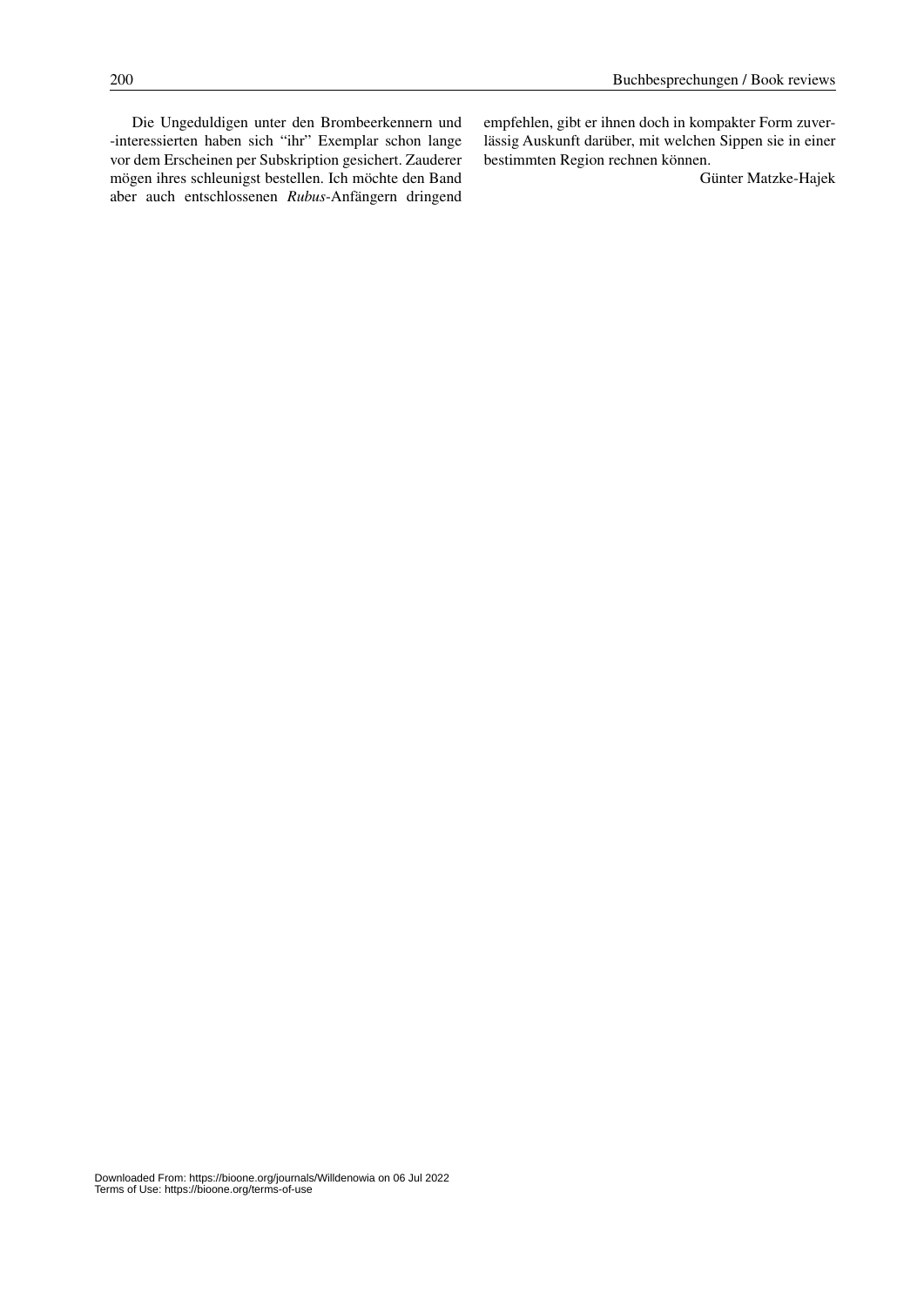Die Ungeduldigen unter den Brombeerkennern und -interessierten haben sich "ihr" Exemplar schon lange vor dem Erscheinen per Subskription gesichert. Zauderer mögen ihres schleunigst bestellen. Ich möchte den Band aber auch entschlossenen *Rubus*-Anfängern dringend empfehlen, gibt er ihnen doch in kompakter Form zuverlässig Auskunft darüber, mit welchen Sippen sie in einer bestimmten Region rechnen können.

Günter Matzke-Hajek